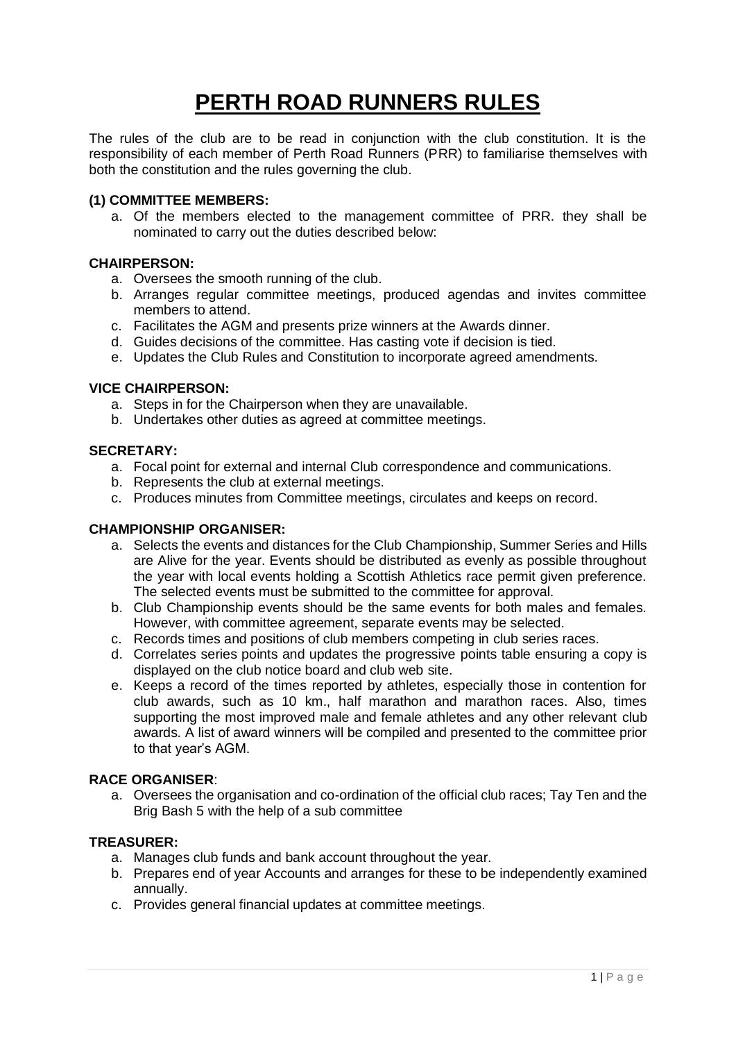# PERTH ROAD RUNNERS RULES

The rules of the club are to be read in conjunction with the club constitution. It is the responsibility of each member of Perth Road Runners (PRR) to familiarise themselves with both the constitution and the rules governing the club.

### (1) COMMITTEE MEMBERS:

a. Of the members elected to the management committee of PRR. they shall be nominated to carry out the duties described below:

### CHAIRPERSON:

a. Oversees the smooth running of the club.
b. Arranges regular committee meetings, produced agendas and invites committee members to attend.
c. Facilitates the AGM and presents prize winners at the Awards dinner.
d. Guides decisions of the committee. Has casting vote if decision is tied.
e. Updates the Club Rules and Constitution to incorporate agreed amendments.

### VICE CHAIRPERSON:

a. Steps in for the Chairperson when they are unavailable.
b. Undertakes other duties as agreed at committee meetings.

### SECRETARY:

a. Focal point for external and internal Club correspondence and communications.
b. Represents the club at external meetings.
c. Produces minutes from Committee meetings, circulates and keeps on record.

### CHAMPIONSHIP ORGANISER:

a. Selects the events and distances for the Club Championship, Summer Series and Hills are Alive for the year. Events should be distributed as evenly as possible throughout the year with local events holding a Scottish Athletics race permit given preference. The selected events must be submitted to the committee for approval.
b. Club Championship events should be the same events for both males and females. However, with committee agreement, separate events may be selected.
c. Records times and positions of club members competing in club series races.
d. Correlates series points and updates the progressive points table ensuring a copy is displayed on the club notice board and club web site.
e. Keeps a record of the times reported by athletes, especially those in contention for club awards, such as 10 km., half marathon and marathon races. Also, times supporting the most improved male and female athletes and any other relevant club awards. A list of award winners will be compiled and presented to the committee prior to that year's AGM.

### RACE ORGANISER:

a. Oversees the organisation and co-ordination of the official club races; Tay Ten and the Brig Bash 5 with the help of a sub committee

### TREASURER:

a. Manages club funds and bank account throughout the year.
b. Prepares end of year Accounts and arranges for these to be independently examined annually.
c. Provides general financial updates at committee meetings.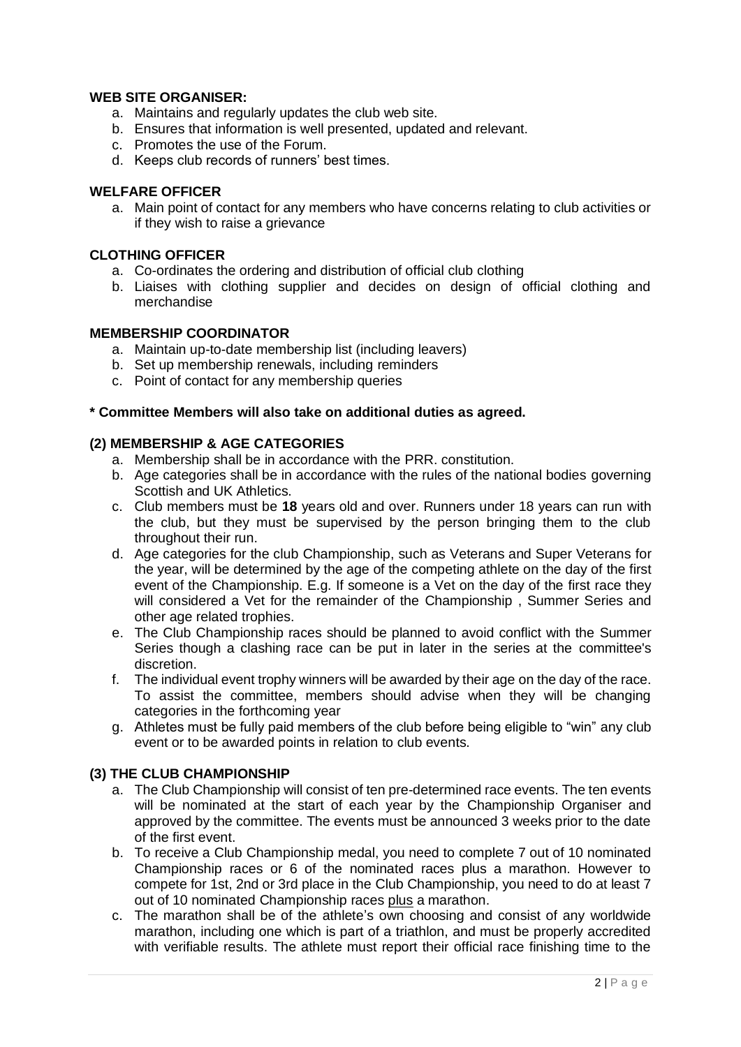**WEB SITE ORGANISER:**

a. Maintains and regularly updates the club web site.
b. Ensures that information is well presented, updated and relevant.
c. Promotes the use of the Forum.
d. Keeps club records of runners' best times.

**WELFARE OFFICER**

a. Main point of contact for any members who have concerns relating to club activities or if they wish to raise a grievance

**CLOTHING OFFICER**

a. Co-ordinates the ordering and distribution of official club clothing
b. Liaises with clothing supplier and decides on design of official clothing and merchandise

**MEMBERSHIP COORDINATOR**

a. Maintain up-to-date membership list (including leavers)
b. Set up membership renewals, including reminders
c. Point of contact for any membership queries

**\* Committee Members will also take on additional duties as agreed.**

**(2) MEMBERSHIP & AGE CATEGORIES**

a. Membership shall be in accordance with the PRR. constitution.
b. Age categories shall be in accordance with the rules of the national bodies governing Scottish and UK Athletics.
c. Club members must be **18** years old and over. Runners under 18 years can run with the club, but they must be supervised by the person bringing them to the club throughout their run.
d. Age categories for the club Championship, such as Veterans and Super Veterans for the year, will be determined by the age of the competing athlete on the day of the first event of the Championship. E.g. If someone is a Vet on the day of the first race they will considered a Vet for the remainder of the Championship , Summer Series and other age related trophies.
e. The Club Championship races should be planned to avoid conflict with the Summer Series though a clashing race can be put in later in the series at the committee's discretion.
f. The individual event trophy winners will be awarded by their age on the day of the race. To assist the committee, members should advise when they will be changing categories in the forthcoming year
g. Athletes must be fully paid members of the club before being eligible to "win" any club event or to be awarded points in relation to club events.

**(3) THE CLUB CHAMPIONSHIP**

a. The Club Championship will consist of ten pre-determined race events. The ten events will be nominated at the start of each year by the Championship Organiser and approved by the committee. The events must be announced 3 weeks prior to the date of the first event.
b. To receive a Club Championship medal, you need to complete 7 out of 10 nominated Championship races or 6 of the nominated races plus a marathon. However to compete for 1st, 2nd or 3rd place in the Club Championship, you need to do at least 7 out of 10 nominated Championship races <u>plus</u> a marathon.
c. The marathon shall be of the athlete's own choosing and consist of any worldwide marathon, including one which is part of a triathlon, and must be properly accredited with verifiable results. The athlete must report their official race finishing time to the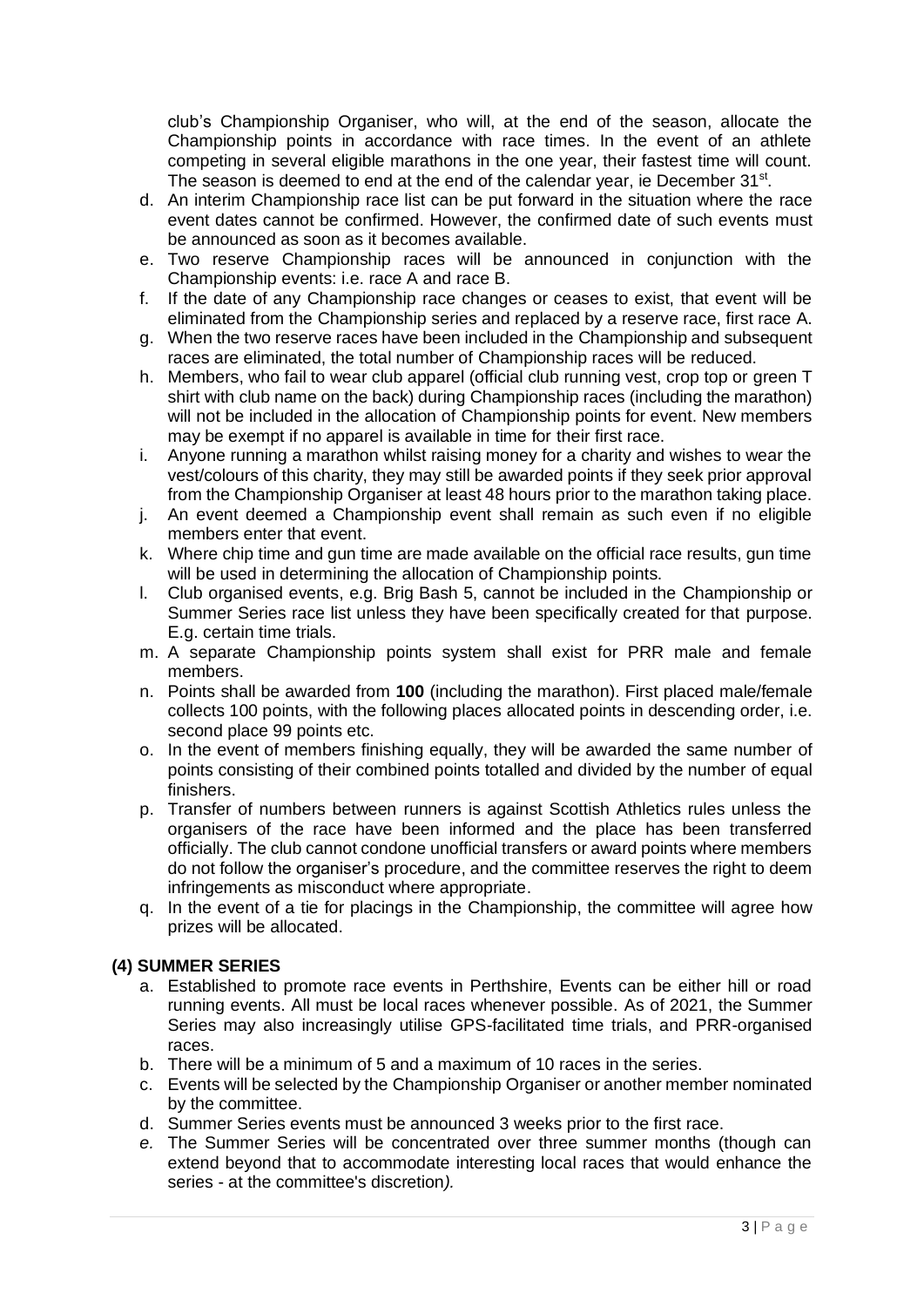club's Championship Organiser, who will, at the end of the season, allocate the Championship points in accordance with race times. In the event of an athlete competing in several eligible marathons in the one year, their fastest time will count. The season is deemed to end at the end of the calendar year, ie December 31st.

d. An interim Championship race list can be put forward in the situation where the race event dates cannot be confirmed. However, the confirmed date of such events must be announced as soon as it becomes available.
e. Two reserve Championship races will be announced in conjunction with the Championship events: i.e. race A and race B.
f. If the date of any Championship race changes or ceases to exist, that event will be eliminated from the Championship series and replaced by a reserve race, first race A.
g. When the two reserve races have been included in the Championship and subsequent races are eliminated, the total number of Championship races will be reduced.
h. Members, who fail to wear club apparel (official club running vest, crop top or green T shirt with club name on the back) during Championship races (including the marathon) will not be included in the allocation of Championship points for event. New members may be exempt if no apparel is available in time for their first race.
i. Anyone running a marathon whilst raising money for a charity and wishes to wear the vest/colours of this charity, they may still be awarded points if they seek prior approval from the Championship Organiser at least 48 hours prior to the marathon taking place.
j. An event deemed a Championship event shall remain as such even if no eligible members enter that event.
k. Where chip time and gun time are made available on the official race results, gun time will be used in determining the allocation of Championship points.
l. Club organised events, e.g. Brig Bash 5, cannot be included in the Championship or Summer Series race list unless they have been specifically created for that purpose. E.g. certain time trials.
m. A separate Championship points system shall exist for PRR male and female members.
n. Points shall be awarded from **100** (including the marathon). First placed male/female collects 100 points, with the following places allocated points in descending order, i.e. second place 99 points etc.
o. In the event of members finishing equally, they will be awarded the same number of points consisting of their combined points totalled and divided by the number of equal finishers.
p. Transfer of numbers between runners is against Scottish Athletics rules unless the organisers of the race have been informed and the place has been transferred officially. The club cannot condone unofficial transfers or award points where members do not follow the organiser's procedure, and the committee reserves the right to deem infringements as misconduct where appropriate.
q. In the event of a tie for placings in the Championship, the committee will agree how prizes will be allocated.

### (4) SUMMER SERIES

a. Established to promote race events in Perthshire, Events can be either hill or road running events. All must be local races whenever possible. As of 2021, the Summer Series may also increasingly utilise GPS-facilitated time trials, and PRR-organised races.
b. There will be a minimum of 5 and a maximum of 10 races in the series.
c. Events will be selected by the Championship Organiser or another member nominated by the committee.
d. Summer Series events must be announced 3 weeks prior to the first race.
*e. The Summer Series will be concentrated over three summer months (though can extend beyond that to accommodate interesting local races that would enhance the series - at the committee's discretion).*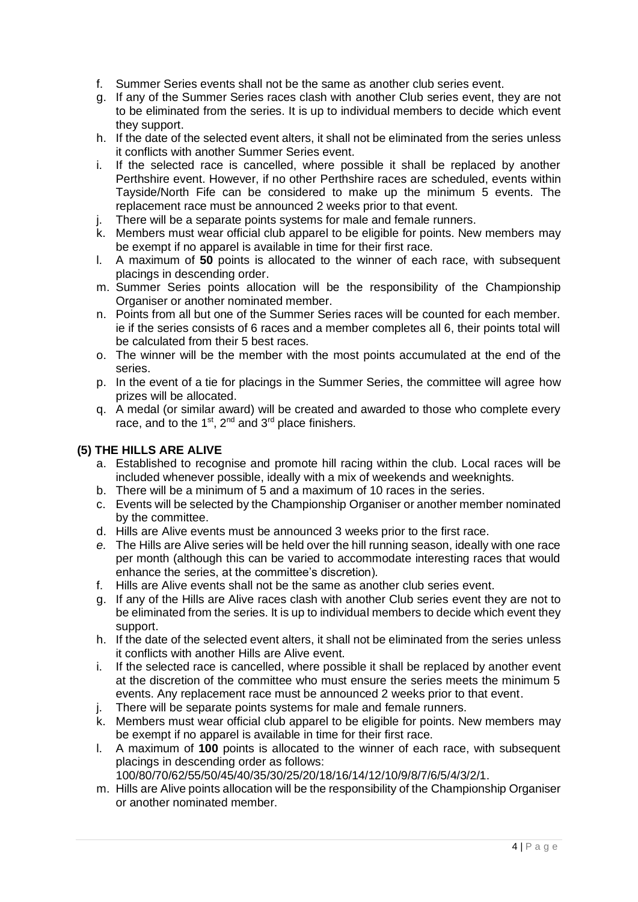f. Summer Series events shall not be the same as another club series event.
g. If any of the Summer Series races clash with another Club series event, they are not to be eliminated from the series. It is up to individual members to decide which event they support.
h. If the date of the selected event alters, it shall not be eliminated from the series unless it conflicts with another Summer Series event.
i. If the selected race is cancelled, where possible it shall be replaced by another Perthshire event. However, if no other Perthshire races are scheduled, events within Tayside/North Fife can be considered to make up the minimum 5 events. The replacement race must be announced 2 weeks prior to that event.
j. There will be a separate points systems for male and female runners.
k. Members must wear official club apparel to be eligible for points. New members may be exempt if no apparel is available in time for their first race.
l. A maximum of **50** points is allocated to the winner of each race, with subsequent placings in descending order.
m. Summer Series points allocation will be the responsibility of the Championship Organiser or another nominated member.
n. Points from all but one of the Summer Series races will be counted for each member. ie if the series consists of 6 races and a member completes all 6, their points total will be calculated from their 5 best races.
o. The winner will be the member with the most points accumulated at the end of the series.
p. In the event of a tie for placings in the Summer Series, the committee will agree how prizes will be allocated.
q. A medal (or similar award) will be created and awarded to those who complete every race, and to the 1st, 2nd and 3rd place finishers.

### (5) THE HILLS ARE ALIVE

a. Established to recognise and promote hill racing within the club. Local races will be included whenever possible, ideally with a mix of weekends and weeknights.
b. There will be a minimum of 5 and a maximum of 10 races in the series.
c. Events will be selected by the Championship Organiser or another member nominated by the committee.
d. Hills are Alive events must be announced 3 weeks prior to the first race.
*e.* The Hills are Alive series will be held over the hill running season, ideally with one race per month (although this can be varied to accommodate interesting races that would enhance the series, at the committee's discretion).
f. Hills are Alive events shall not be the same as another club series event.
g. If any of the Hills are Alive races clash with another Club series event they are not to be eliminated from the series. It is up to individual members to decide which event they support.
h. If the date of the selected event alters, it shall not be eliminated from the series unless it conflicts with another Hills are Alive event.
i. If the selected race is cancelled, where possible it shall be replaced by another event at the discretion of the committee who must ensure the series meets the minimum 5 events. Any replacement race must be announced 2 weeks prior to that event.
j. There will be separate points systems for male and female runners.
k. Members must wear official club apparel to be eligible for points. New members may be exempt if no apparel is available in time for their first race.
l. A maximum of **100** points is allocated to the winner of each race, with subsequent placings in descending order as follows: 100/80/70/62/55/50/45/40/35/30/25/20/18/16/14/12/10/9/8/7/6/5/4/3/2/1.
m. Hills are Alive points allocation will be the responsibility of the Championship Organiser or another nominated member.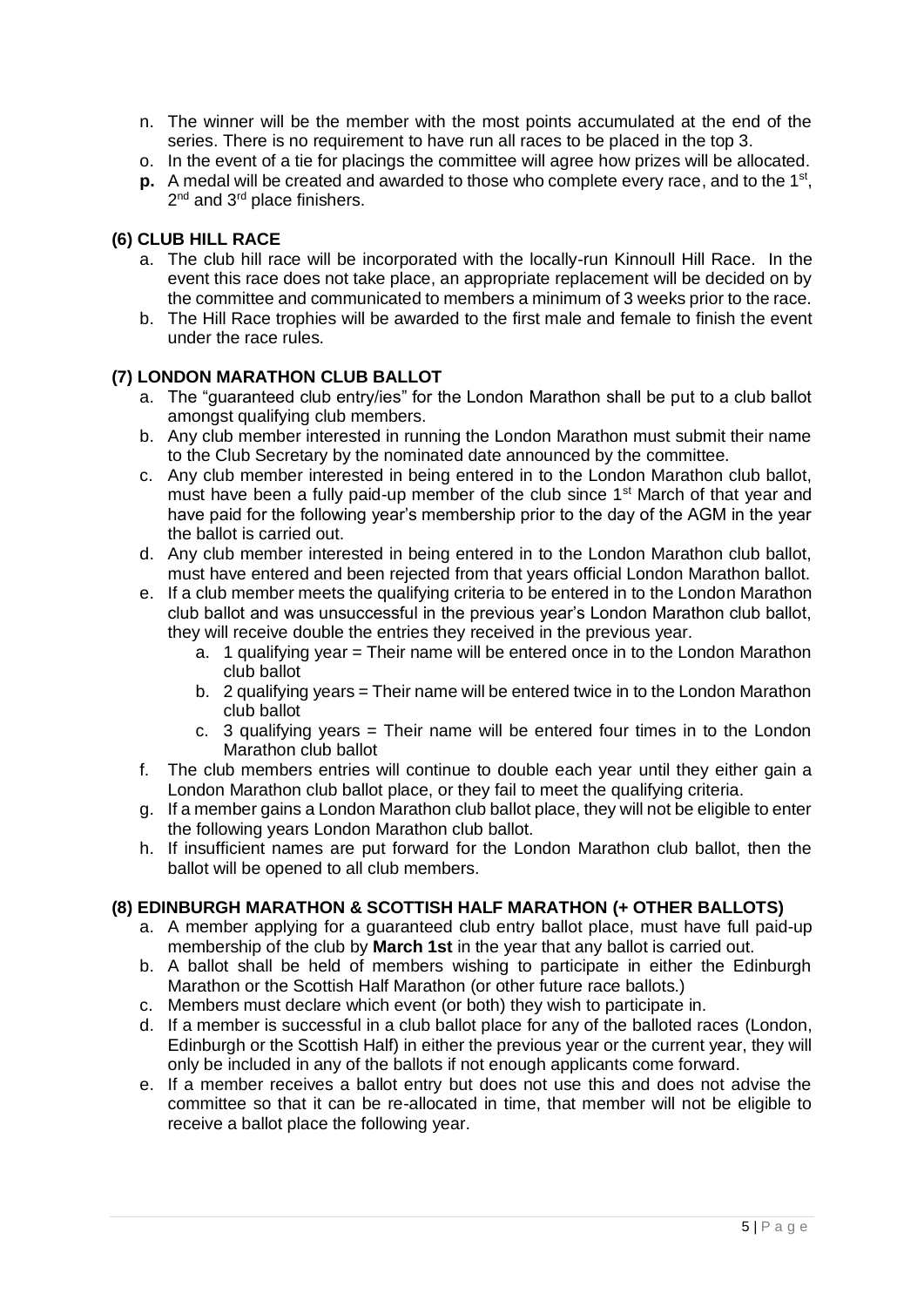n. The winner will be the member with the most points accumulated at the end of the series. There is no requirement to have run all races to be placed in the top 3.
o. In the event of a tie for placings the committee will agree how prizes will be allocated.
**p.** A medal will be created and awarded to those who complete every race, and to the 1st, 2nd and 3rd place finishers.

**(6) CLUB HILL RACE**

a. The club hill race will be incorporated with the locally-run Kinnoull Hill Race. In the event this race does not take place, an appropriate replacement will be decided on by the committee and communicated to members a minimum of 3 weeks prior to the race.
b. The Hill Race trophies will be awarded to the first male and female to finish the event under the race rules.

**(7) LONDON MARATHON CLUB BALLOT**

a. The "guaranteed club entry/ies" for the London Marathon shall be put to a club ballot amongst qualifying club members.
b. Any club member interested in running the London Marathon must submit their name to the Club Secretary by the nominated date announced by the committee.
c. Any club member interested in being entered in to the London Marathon club ballot, must have been a fully paid-up member of the club since 1st March of that year and have paid for the following year's membership prior to the day of the AGM in the year the ballot is carried out.
d. Any club member interested in being entered in to the London Marathon club ballot, must have entered and been rejected from that years official London Marathon ballot.
e. If a club member meets the qualifying criteria to be entered in to the London Marathon club ballot and was unsuccessful in the previous year's London Marathon club ballot, they will receive double the entries they received in the previous year.
    a. 1 qualifying year = Their name will be entered once in to the London Marathon club ballot
    b. 2 qualifying years = Their name will be entered twice in to the London Marathon club ballot
    c. 3 qualifying years = Their name will be entered four times in to the London Marathon club ballot
f. The club members entries will continue to double each year until they either gain a London Marathon club ballot place, or they fail to meet the qualifying criteria.
g. If a member gains a London Marathon club ballot place, they will not be eligible to enter the following years London Marathon club ballot.
h. If insufficient names are put forward for the London Marathon club ballot, then the ballot will be opened to all club members.

**(8) EDINBURGH MARATHON & SCOTTISH HALF MARATHON (+ OTHER BALLOTS)**

a. A member applying for a guaranteed club entry ballot place, must have full paid-up membership of the club by **March 1st** in the year that any ballot is carried out.
b. A ballot shall be held of members wishing to participate in either the Edinburgh Marathon or the Scottish Half Marathon (or other future race ballots.)
c. Members must declare which event (or both) they wish to participate in.
d. If a member is successful in a club ballot place for any of the balloted races (London, Edinburgh or the Scottish Half) in either the previous year or the current year, they will only be included in any of the ballots if not enough applicants come forward.
e. If a member receives a ballot entry but does not use this and does not advise the committee so that it can be re-allocated in time, that member will not be eligible to receive a ballot place the following year.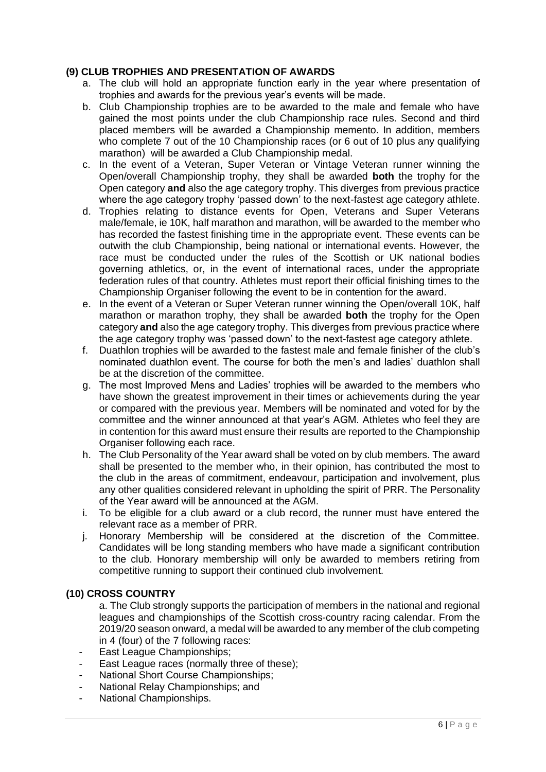## (9) CLUB TROPHIES AND PRESENTATION OF AWARDS

a. The club will hold an appropriate function early in the year where presentation of trophies and awards for the previous year's events will be made.

b. Club Championship trophies are to be awarded to the male and female who have gained the most points under the club Championship race rules. Second and third placed members will be awarded a Championship memento. In addition, members who complete 7 out of the 10 Championship races (or 6 out of 10 plus any qualifying marathon) will be awarded a Club Championship medal.

c. In the event of a Veteran, Super Veteran or Vintage Veteran runner winning the Open/overall Championship trophy, they shall be awarded **both** the trophy for the Open category **and** also the age category trophy. This diverges from previous practice where the age category trophy 'passed down' to the next-fastest age category athlete.

d. Trophies relating to distance events for Open, Veterans and Super Veterans male/female, ie 10K, half marathon and marathon, will be awarded to the member who has recorded the fastest finishing time in the appropriate event. These events can be outwith the club Championship, being national or international events. However, the race must be conducted under the rules of the Scottish or UK national bodies governing athletics, or, in the event of international races, under the appropriate federation rules of that country. Athletes must report their official finishing times to the Championship Organiser following the event to be in contention for the award.

e. In the event of a Veteran or Super Veteran runner winning the Open/overall 10K, half marathon or marathon trophy, they shall be awarded **both** the trophy for the Open category **and** also the age category trophy. This diverges from previous practice where the age category trophy was 'passed down' to the next-fastest age category athlete.

f. Duathlon trophies will be awarded to the fastest male and female finisher of the club's nominated duathlon event. The course for both the men's and ladies' duathlon shall be at the discretion of the committee.

g. The most Improved Mens and Ladies' trophies will be awarded to the members who have shown the greatest improvement in their times or achievements during the year or compared with the previous year. Members will be nominated and voted for by the committee and the winner announced at that year's AGM. Athletes who feel they are in contention for this award must ensure their results are reported to the Championship Organiser following each race.

h. The Club Personality of the Year award shall be voted on by club members. The award shall be presented to the member who, in their opinion, has contributed the most to the club in the areas of commitment, endeavour, participation and involvement, plus any other qualities considered relevant in upholding the spirit of PRR. The Personality of the Year award will be announced at the AGM.

i. To be eligible for a club award or a club record, the runner must have entered the relevant race as a member of PRR.

j. Honorary Membership will be considered at the discretion of the Committee. Candidates will be long standing members who have made a significant contribution to the club. Honorary membership will only be awarded to members retiring from competitive running to support their continued club involvement.

## (10) CROSS COUNTRY

a. The Club strongly supports the participation of members in the national and regional leagues and championships of the Scottish cross-country racing calendar. From the 2019/20 season onward, a medal will be awarded to any member of the club competing in 4 (four) of the 7 following races:

- East League Championships;
- East League races (normally three of these);
- National Short Course Championships;
- National Relay Championships; and
- National Championships.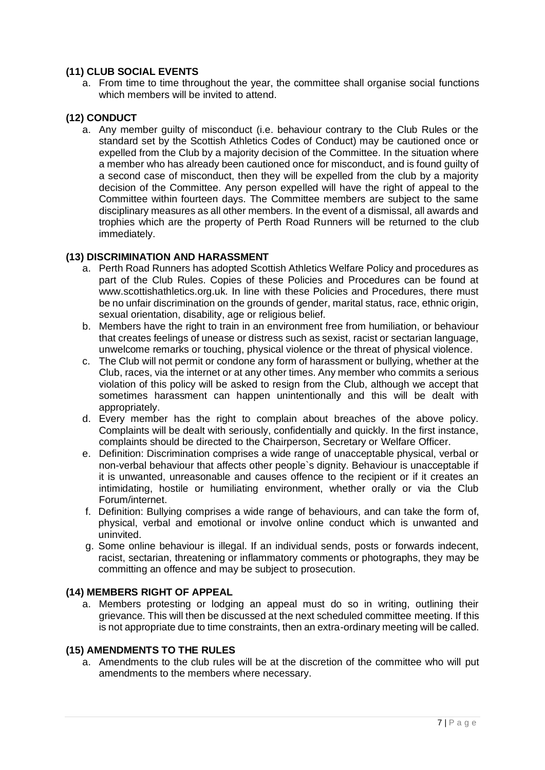### (11) CLUB SOCIAL EVENTS

a. From time to time throughout the year, the committee shall organise social functions which members will be invited to attend.

### (12) CONDUCT

a. Any member guilty of misconduct (i.e. behaviour contrary to the Club Rules or the standard set by the Scottish Athletics Codes of Conduct) may be cautioned once or expelled from the Club by a majority decision of the Committee. In the situation where a member who has already been cautioned once for misconduct, and is found guilty of a second case of misconduct, then they will be expelled from the club by a majority decision of the Committee. Any person expelled will have the right of appeal to the Committee within fourteen days. The Committee members are subject to the same disciplinary measures as all other members. In the event of a dismissal, all awards and trophies which are the property of Perth Road Runners will be returned to the club immediately.

### (13) DISCRIMINATION AND HARASSMENT

a. Perth Road Runners has adopted Scottish Athletics Welfare Policy and procedures as part of the Club Rules. Copies of these Policies and Procedures can be found at www.scottishathletics.org.uk. In line with these Policies and Procedures, there must be no unfair discrimination on the grounds of gender, marital status, race, ethnic origin, sexual orientation, disability, age or religious belief.

b. Members have the right to train in an environment free from humiliation, or behaviour that creates feelings of unease or distress such as sexist, racist or sectarian language, unwelcome remarks or touching, physical violence or the threat of physical violence.

c. The Club will not permit or condone any form of harassment or bullying, whether at the Club, races, via the internet or at any other times. Any member who commits a serious violation of this policy will be asked to resign from the Club, although we accept that sometimes harassment can happen unintentionally and this will be dealt with appropriately.

d. Every member has the right to complain about breaches of the above policy. Complaints will be dealt with seriously, confidentially and quickly. In the first instance, complaints should be directed to the Chairperson, Secretary or Welfare Officer.

e. Definition: Discrimination comprises a wide range of unacceptable physical, verbal or non-verbal behaviour that affects other people`s dignity. Behaviour is unacceptable if it is unwanted, unreasonable and causes offence to the recipient or if it creates an intimidating, hostile or humiliating environment, whether orally or via the Club Forum/internet.

f. Definition: Bullying comprises a wide range of behaviours, and can take the form of, physical, verbal and emotional or involve online conduct which is unwanted and uninvited.

g. Some online behaviour is illegal. If an individual sends, posts or forwards indecent, racist, sectarian, threatening or inflammatory comments or photographs, they may be committing an offence and may be subject to prosecution.

### (14) MEMBERS RIGHT OF APPEAL

a. Members protesting or lodging an appeal must do so in writing, outlining their grievance. This will then be discussed at the next scheduled committee meeting. If this is not appropriate due to time constraints, then an extra-ordinary meeting will be called.

### (15) AMENDMENTS TO THE RULES

a. Amendments to the club rules will be at the discretion of the committee who will put amendments to the members where necessary.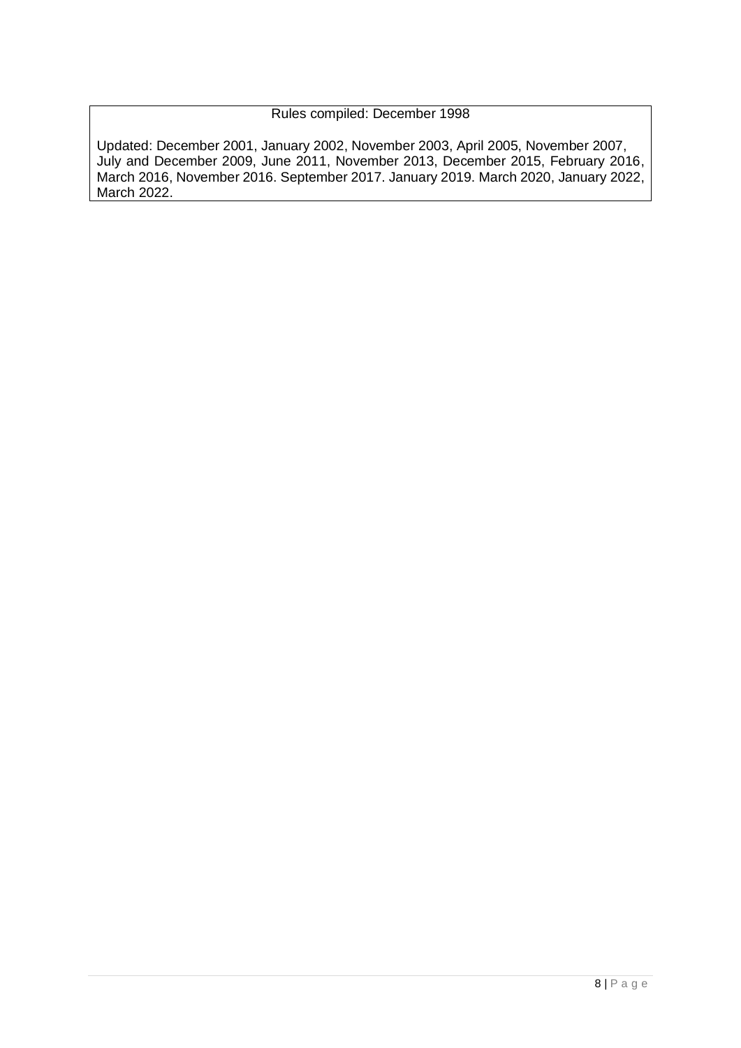Rules compiled: December 1998

Updated: December 2001, January 2002, November 2003, April 2005, November 2007, July and December 2009, June 2011, November 2013, December 2015, February 2016, March 2016, November 2016. September 2017. January 2019. March 2020, January 2022, March 2022.